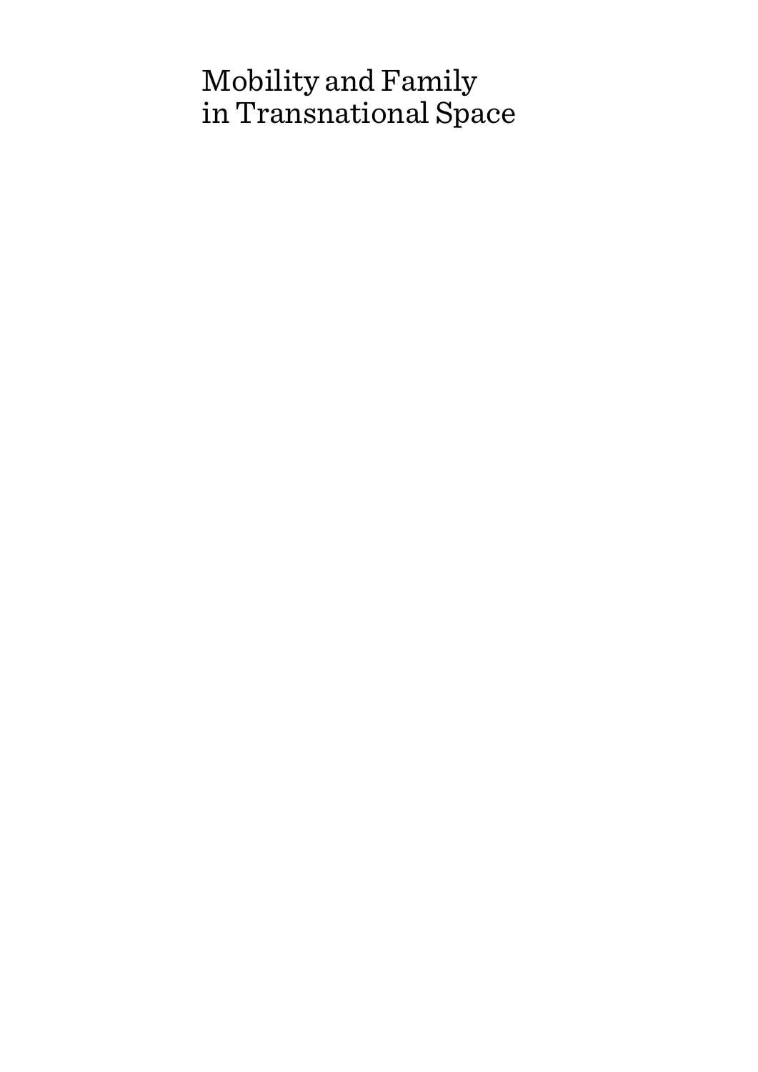# Mobility and Family in Transnational Space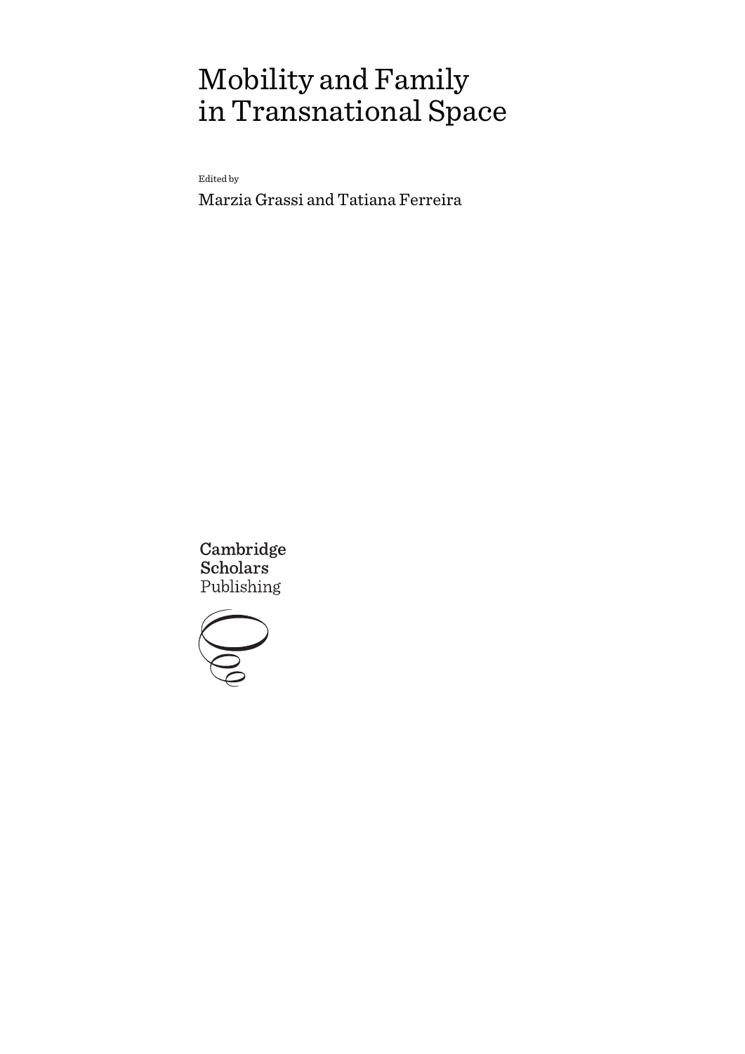# Mobility and Family in Transnational Space

Edited by

Marzia Grassi and Tatiana Ferreira

Cambridge Scholars Publishing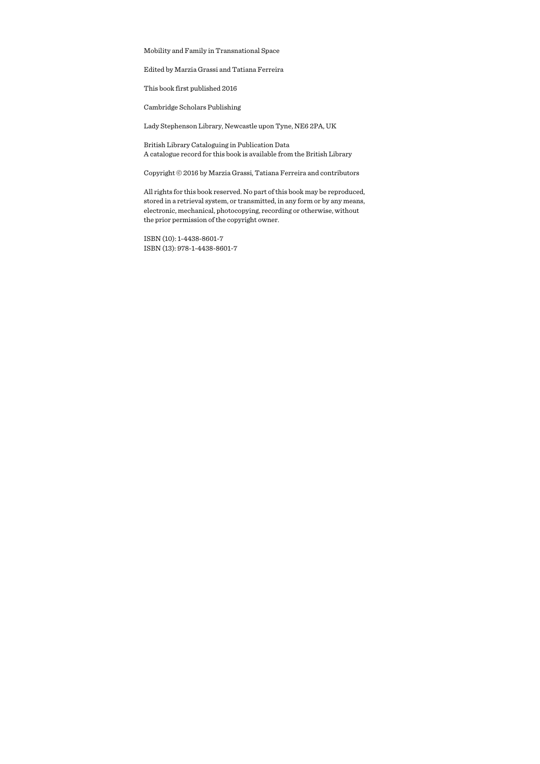Mobility and Family in Transnational Space

Edited by Marzia Grassi and Tatiana Ferreira

This book first published 2016

Cambridge Scholars Publishing

Lady Stephenson Library, Newcastle upon Tyne, NE6 2PA, UK

British Library Cataloguing in Publication Data
A catalogue record for this book is available from the British Library

Copyright © 2016 by Marzia Grassi, Tatiana Ferreira and contributors

All rights for this book reserved. No part of this book may be reproduced, stored in a retrieval system, or transmitted, in any form or by any means, electronic, mechanical, photocopying, recording or otherwise, without the prior permission of the copyright owner.

ISBN (10): 1-4438-8601-7
ISBN (13): 978-1-4438-8601-7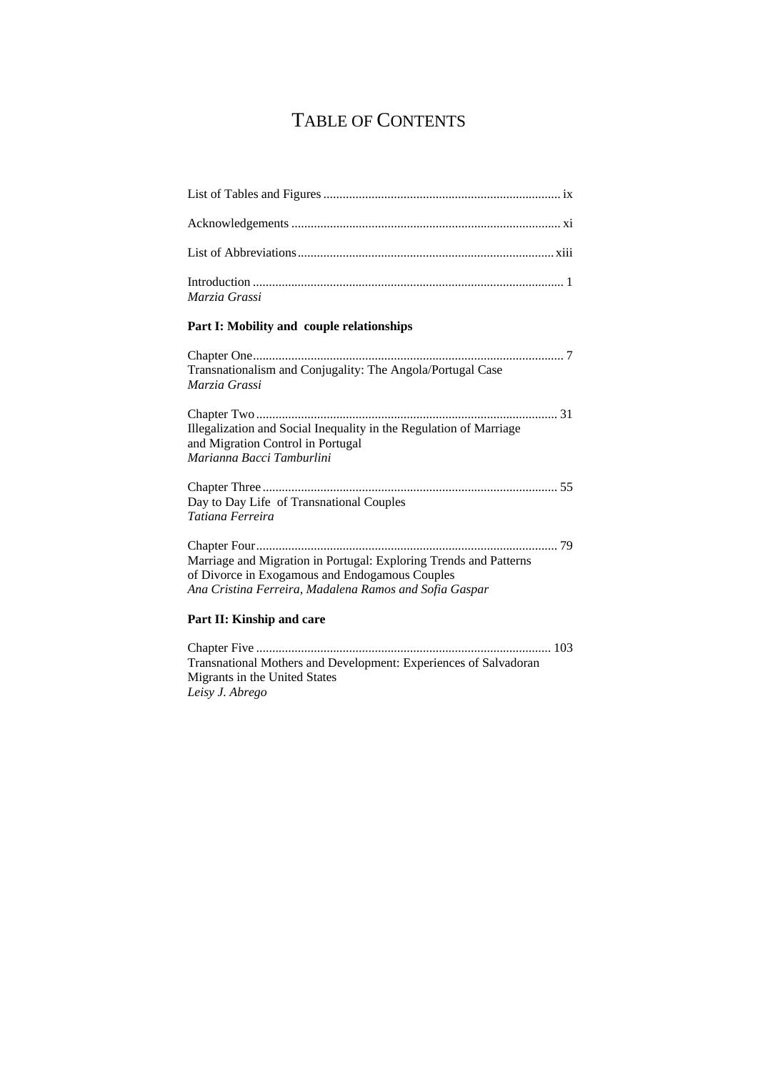# TABLE OF CONTENTS

List of Tables and Figures ........................................................................ ix

Acknowledgements .................................................................................. xi

List of Abbreviations ............................................................................... xiii

Introduction ............................................................................................... 1
*Marzia Grassi*

**Part I: Mobility and couple relationships**

Chapter One ............................................................................................... 7
Transnationalism and Conjugality: The Angola/Portugal Case
*Marzia Grassi*

Chapter Two ............................................................................................. 31
Illegalization and Social Inequality in the Regulation of Marriage and Migration Control in Portugal
*Marianna Bacci Tamburlini*

Chapter Three ........................................................................................... 55
Day to Day Life of Transnational Couples
*Tatiana Ferreira*

Chapter Four ............................................................................................. 79
Marriage and Migration in Portugal: Exploring Trends and Patterns of Divorce in Exogamous and Endogamous Couples
*Ana Cristina Ferreira, Madalena Ramos and Sofia Gaspar*

**Part II: Kinship and care**

Chapter Five ........................................................................................... 103
Transnational Mothers and Development: Experiences of Salvadoran Migrants in the United States
*Leisy J. Abrego*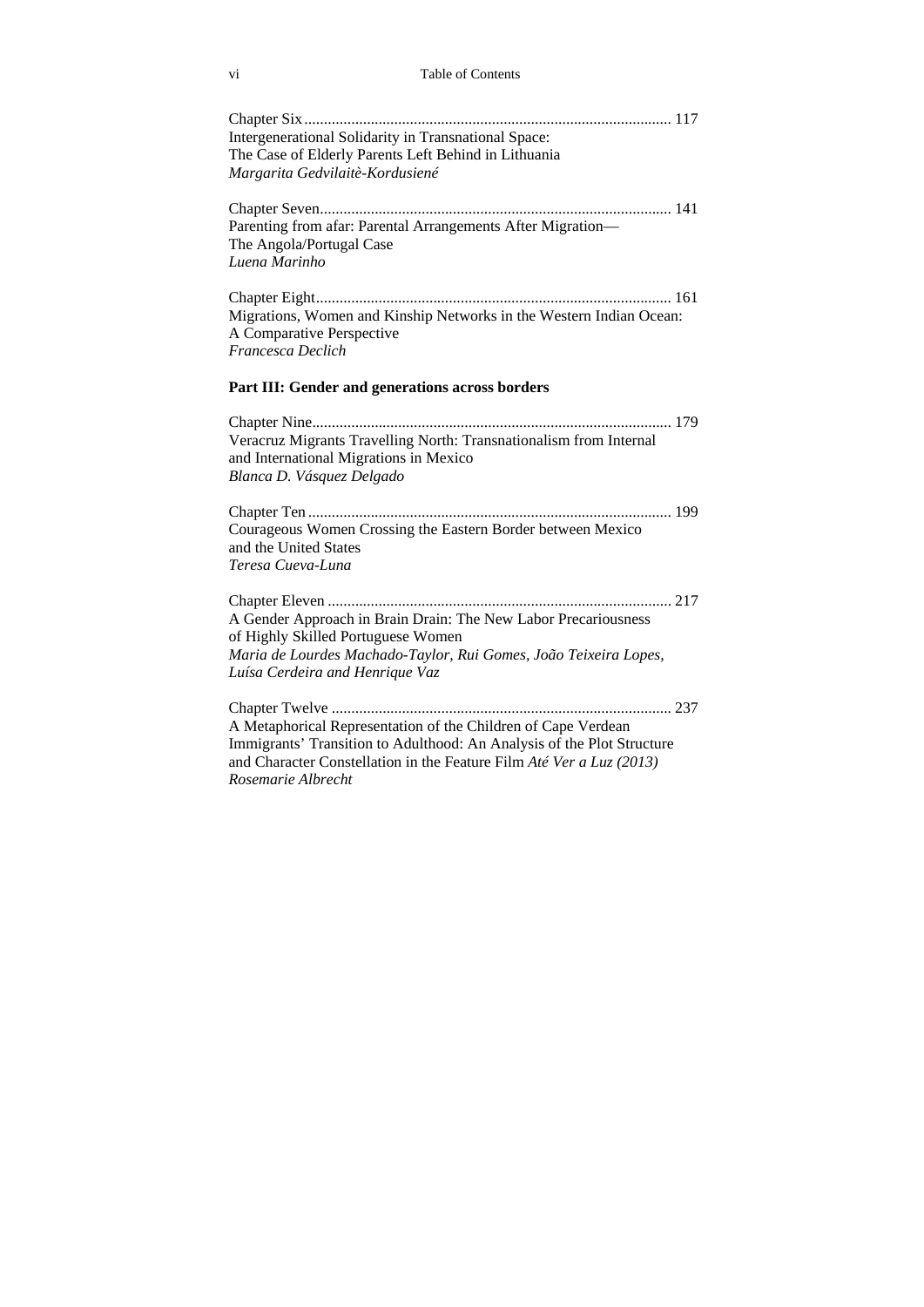Chapter Six ........................................................................................ 117
Intergenerational Solidarity in Transnational Space:
The Case of Elderly Parents Left Behind in Lithuania
*Margarita Gedvilaitė-Kordusienė*

Chapter Seven...................................................................................... 141
Parenting from afar: Parental Arrangements After Migration—
The Angola/Portugal Case
*Luena Marinho*

Chapter Eight....................................................................................... 161
Migrations, Women and Kinship Networks in the Western Indian Ocean:
A Comparative Perspective
*Francesca Declich*

**Part III: Gender and generations across borders**

Chapter Nine........................................................................................ 179
Veracruz Migrants Travelling North: Transnationalism from Internal
and International Migrations in Mexico
*Blanca D. Vásquez Delgado*

Chapter Ten ......................................................................................... 199
Courageous Women Crossing the Eastern Border between Mexico
and the United States
*Teresa Cueva-Luna*

Chapter Eleven .................................................................................... 217
A Gender Approach in Brain Drain: The New Labor Precariousness
of Highly Skilled Portuguese Women
*Maria de Lourdes Machado-Taylor, Rui Gomes, João Teixeira Lopes, Luísa Cerdeira and Henrique Vaz*

Chapter Twelve ................................................................................... 237
A Metaphorical Representation of the Children of Cape Verdean
Immigrants' Transition to Adulthood: An Analysis of the Plot Structure
and Character Constellation in the Feature Film *Até Ver a Luz (2013)*
*Rosemarie Albrecht*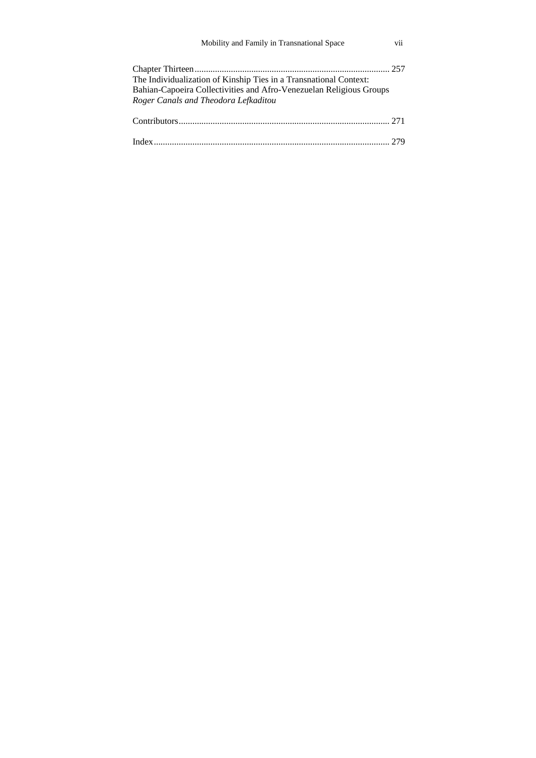Chapter Thirteen ...................................................................................... 257
The Individualization of Kinship Ties in a Transnational Context: Bahian-Capoeira Collectivities and Afro-Venezuelan Religious Groups
*Roger Canals and Theodora Lefkaditou*

Contributors ............................................................................................ 271

Index ....................................................................................................... 279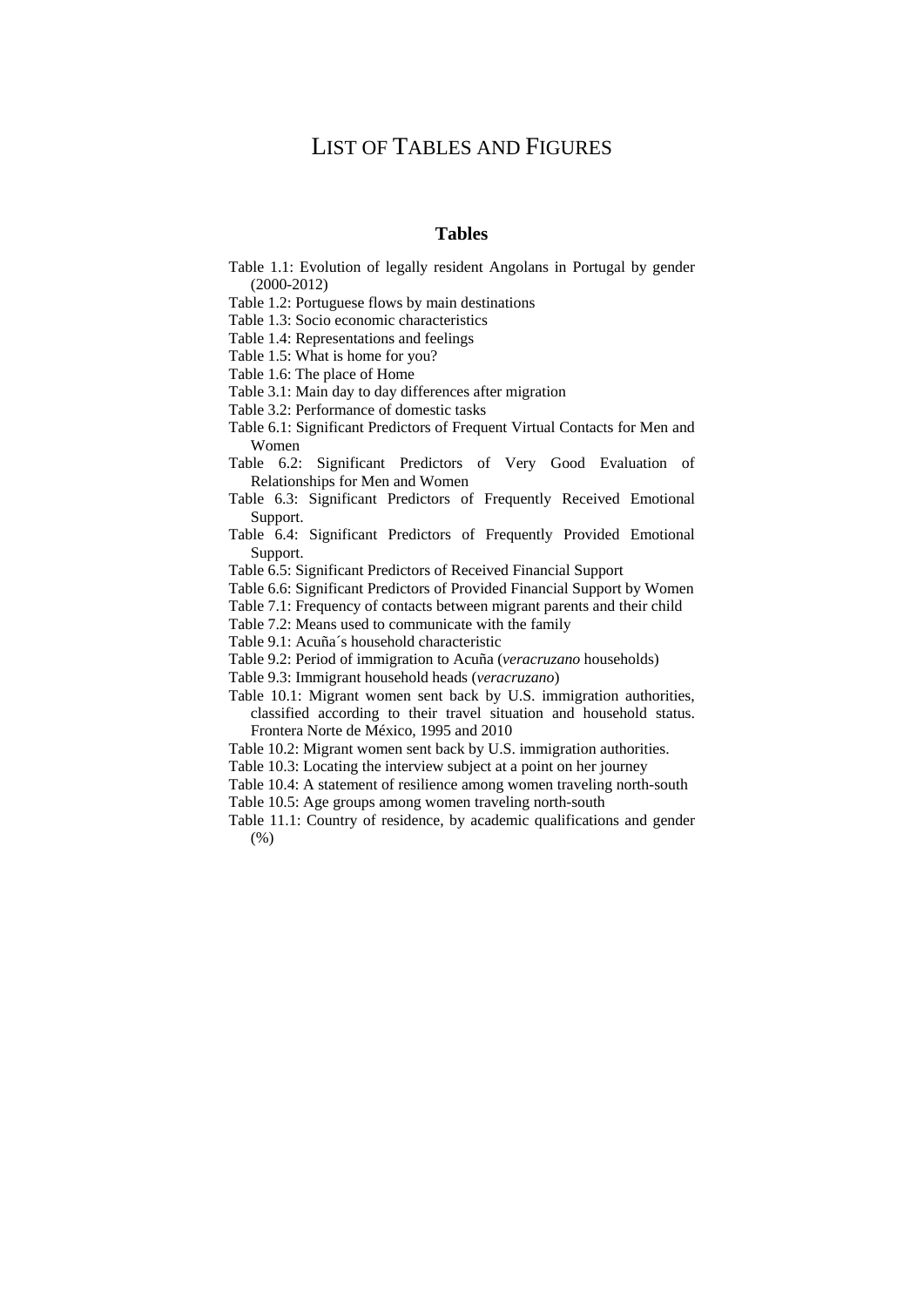# List of Tables and Figures

## Tables

Table 1.1: Evolution of legally resident Angolans in Portugal by gender (2000-2012)

Table 1.2: Portuguese flows by main destinations

Table 1.3: Socio economic characteristics

Table 1.4: Representations and feelings

Table 1.5: What is home for you?

Table 1.6: The place of Home

Table 3.1: Main day to day differences after migration

Table 3.2: Performance of domestic tasks

Table 6.1: Significant Predictors of Frequent Virtual Contacts for Men and Women

Table 6.2: Significant Predictors of Very Good Evaluation of Relationships for Men and Women

Table 6.3: Significant Predictors of Frequently Received Emotional Support.

Table 6.4: Significant Predictors of Frequently Provided Emotional Support.

Table 6.5: Significant Predictors of Received Financial Support

Table 6.6: Significant Predictors of Provided Financial Support by Women

Table 7.1: Frequency of contacts between migrant parents and their child

Table 7.2: Means used to communicate with the family

Table 9.1: Acuña´s household characteristic

Table 9.2: Period of immigration to Acuña (*veracruzano* households)

Table 9.3: Immigrant household heads (*veracruzano*)

Table 10.1: Migrant women sent back by U.S. immigration authorities, classified according to their travel situation and household status. Frontera Norte de México, 1995 and 2010

Table 10.2: Migrant women sent back by U.S. immigration authorities.

Table 10.3: Locating the interview subject at a point on her journey

Table 10.4: A statement of resilience among women traveling north-south

Table 10.5: Age groups among women traveling north-south

Table 11.1: Country of residence, by academic qualifications and gender (%)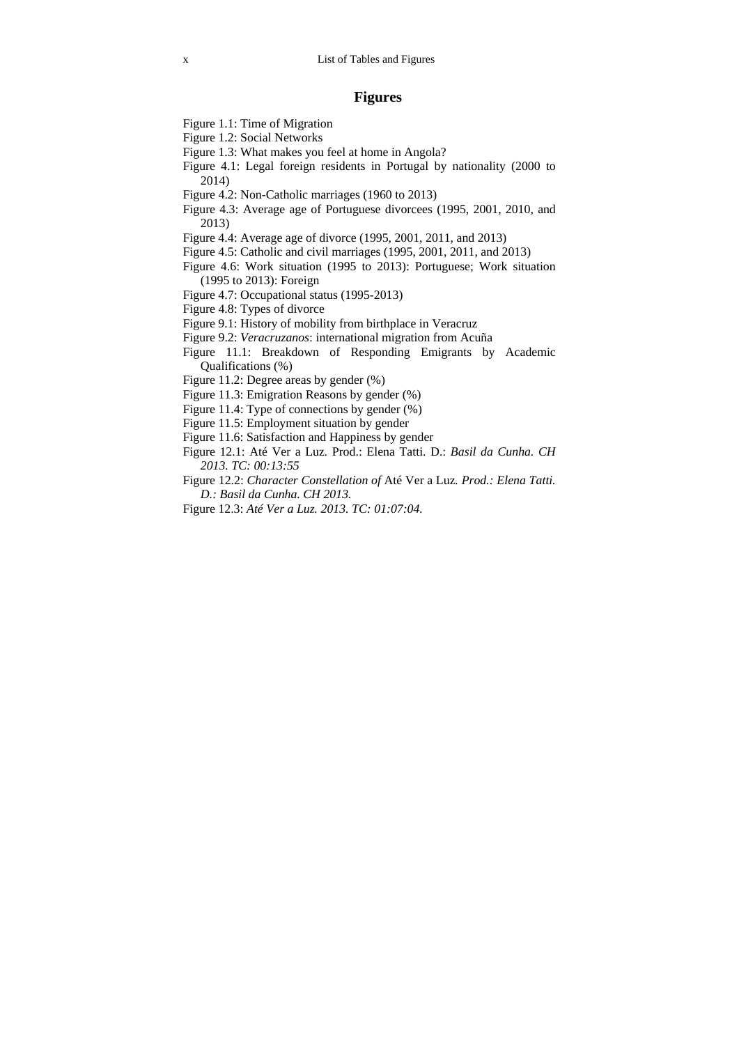## Figures

Figure 1.1: Time of Migration
Figure 1.2: Social Networks
Figure 1.3: What makes you feel at home in Angola?
Figure 4.1: Legal foreign residents in Portugal by nationality (2000 to 2014)
Figure 4.2: Non-Catholic marriages (1960 to 2013)
Figure 4.3: Average age of Portuguese divorcees (1995, 2001, 2010, and 2013)
Figure 4.4: Average age of divorce (1995, 2001, 2011, and 2013)
Figure 4.5: Catholic and civil marriages (1995, 2001, 2011, and 2013)
Figure 4.6: Work situation (1995 to 2013): Portuguese; Work situation (1995 to 2013): Foreign
Figure 4.7: Occupational status (1995-2013)
Figure 4.8: Types of divorce
Figure 9.1: History of mobility from birthplace in Veracruz
Figure 9.2: *Veracruzanos*: international migration from Acuña
Figure 11.1: Breakdown of Responding Emigrants by Academic Qualifications (%)
Figure 11.2: Degree areas by gender (%)
Figure 11.3: Emigration Reasons by gender (%)
Figure 11.4: Type of connections by gender (%)
Figure 11.5: Employment situation by gender
Figure 11.6: Satisfaction and Happiness by gender
Figure 12.1: Até Ver a Luz. Prod.: Elena Tatti. D.: *Basil da Cunha. CH 2013. TC: 00:13:55*
Figure 12.2: *Character Constellation of* Até Ver a Luz*. Prod.: Elena Tatti. D.: Basil da Cunha. CH 2013.*
Figure 12.3: *Até Ver a Luz. 2013. TC: 01:07:04.*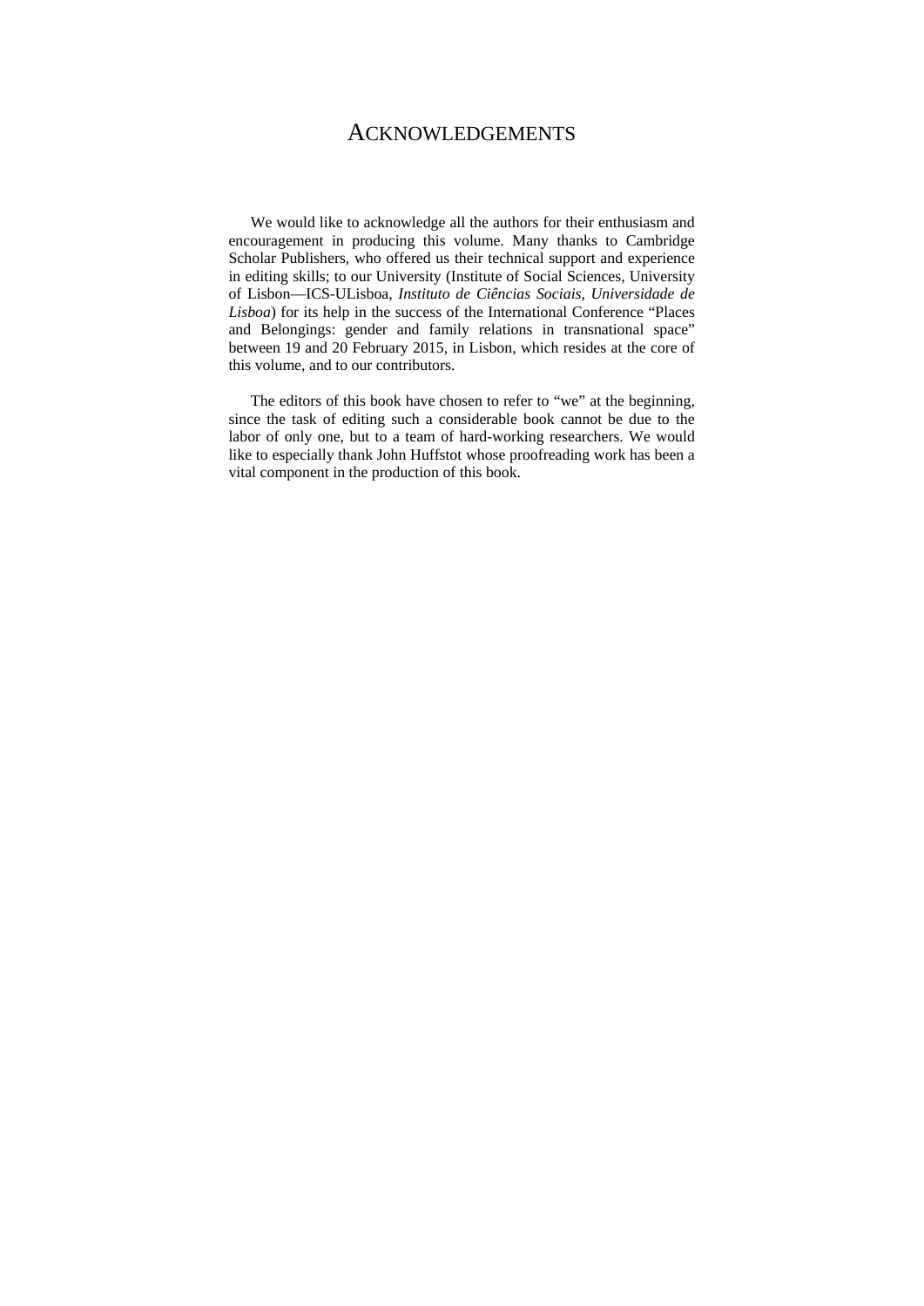# ACKNOWLEDGEMENTS

We would like to acknowledge all the authors for their enthusiasm and encouragement in producing this volume. Many thanks to Cambridge Scholar Publishers, who offered us their technical support and experience in editing skills; to our University (Institute of Social Sciences, University of Lisbon—ICS-ULisboa, *Instituto de Ciências Sociais, Universidade de Lisboa*) for its help in the success of the International Conference "Places and Belongings: gender and family relations in transnational space" between 19 and 20 February 2015, in Lisbon, which resides at the core of this volume, and to our contributors.

The editors of this book have chosen to refer to "we" at the beginning, since the task of editing such a considerable book cannot be due to the labor of only one, but to a team of hard-working researchers. We would like to especially thank John Huffstot whose proofreading work has been a vital component in the production of this book.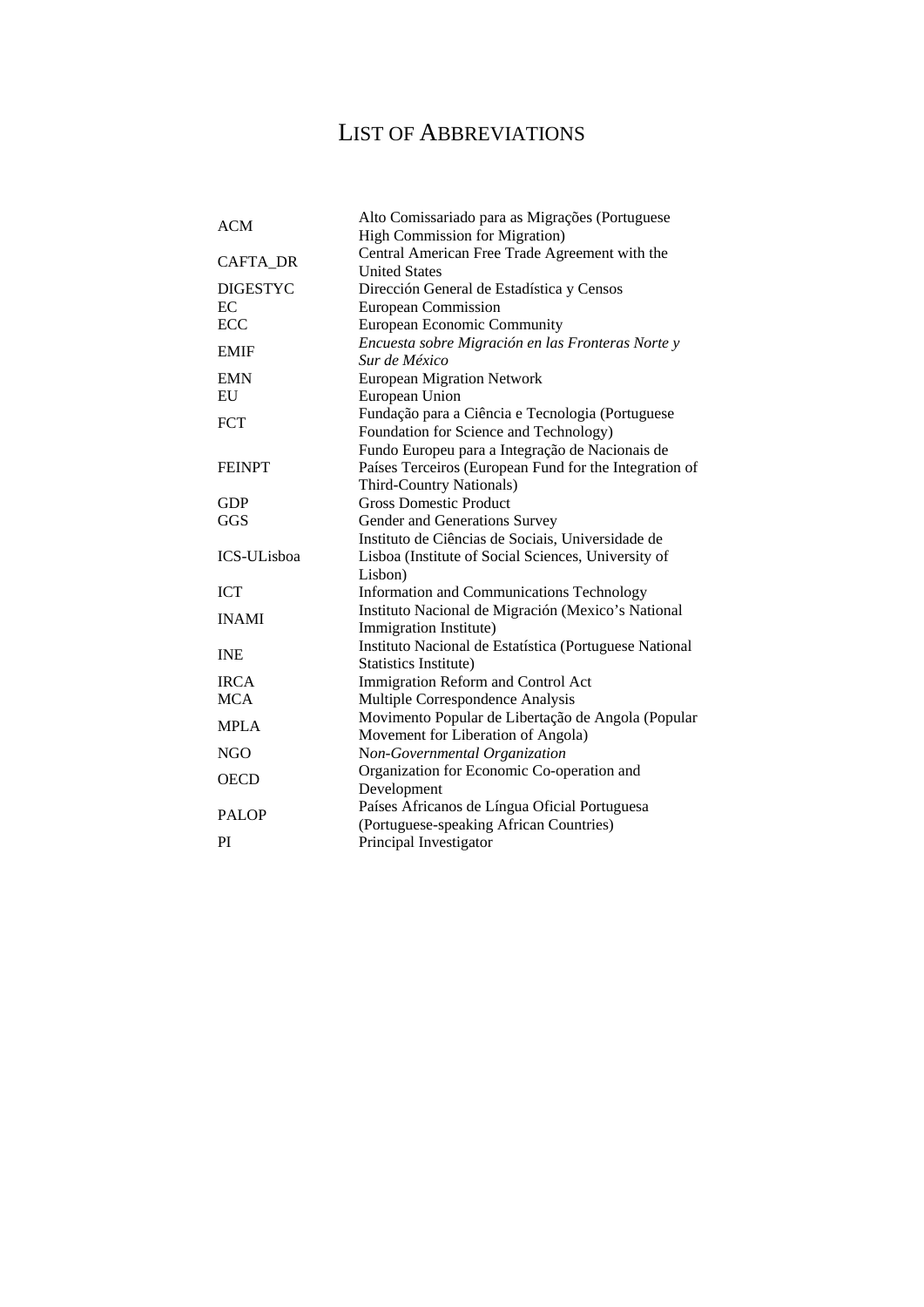# List of Abbreviations

| | |
|---|---|
| ACM | Alto Comissariado para as Migrações (Portuguese High Commission for Migration) |
| CAFTA_DR | Central American Free Trade Agreement with the United States |
| DIGESTYC | Dirección General de Estadística y Censos |
| EC | European Commission |
| ECC | European Economic Community |
| EMIF | *Encuesta sobre Migración en las Fronteras Norte y Sur de México* |
| EMN | European Migration Network |
| EU | European Union |
| FCT | Fundação para a Ciência e Tecnologia (Portuguese Foundation for Science and Technology) |
| FEINPT | Fundo Europeu para a Integração de Nacionais de Países Terceiros (European Fund for the Integration of Third-Country Nationals) |
| GDP | Gross Domestic Product |
| GGS | Gender and Generations Survey |
| ICS-ULisboa | Instituto de Ciências de Sociais, Universidade de Lisboa (Institute of Social Sciences, University of Lisbon) |
| ICT | Information and Communications Technology |
| INAMI | Instituto Nacional de Migración (Mexico's National Immigration Institute) |
| INE | Instituto Nacional de Estatística (Portuguese National Statistics Institute) |
| IRCA | Immigration Reform and Control Act |
| MCA | Multiple Correspondence Analysis |
| MPLA | Movimento Popular de Libertação de Angola (Popular Movement for Liberation of Angola) |
| NGO | N*on-Governmental Organization* |
| OECD | Organization for Economic Co-operation and Development |
| PALOP | Países Africanos de Língua Oficial Portuguesa (Portuguese-speaking African Countries) |
| PI | Principal Investigator |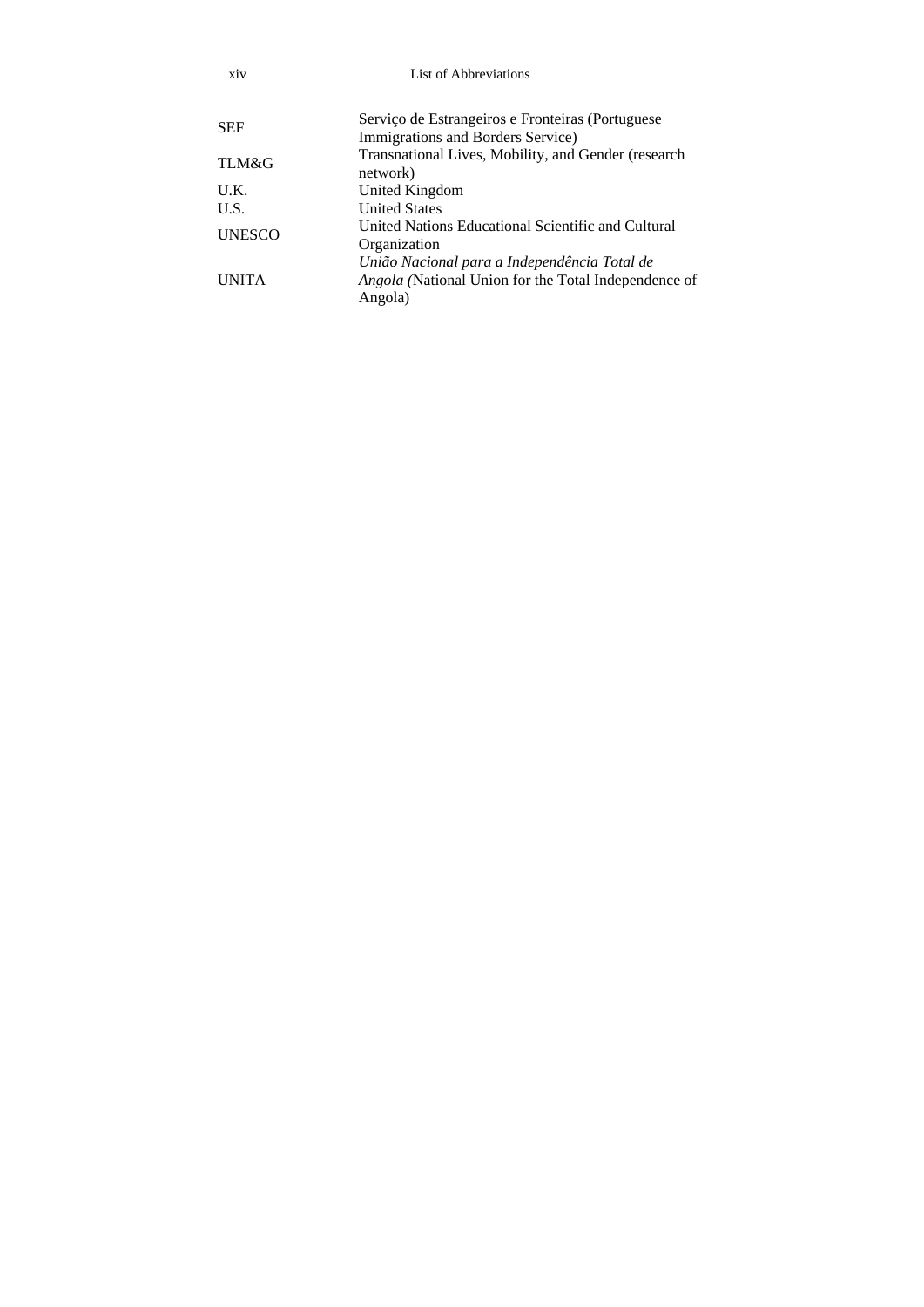| | |
|---|---|
| SEF | Serviço de Estrangeiros e Fronteiras (Portuguese Immigrations and Borders Service) |
| TLM&G | Transnational Lives, Mobility, and Gender (research network) |
| U.K. | United Kingdom |
| U.S. | United States |
| UNESCO | United Nations Educational Scientific and Cultural Organization |
| UNITA | *União Nacional para a Independência Total de Angola (*National Union for the Total Independence of Angola) |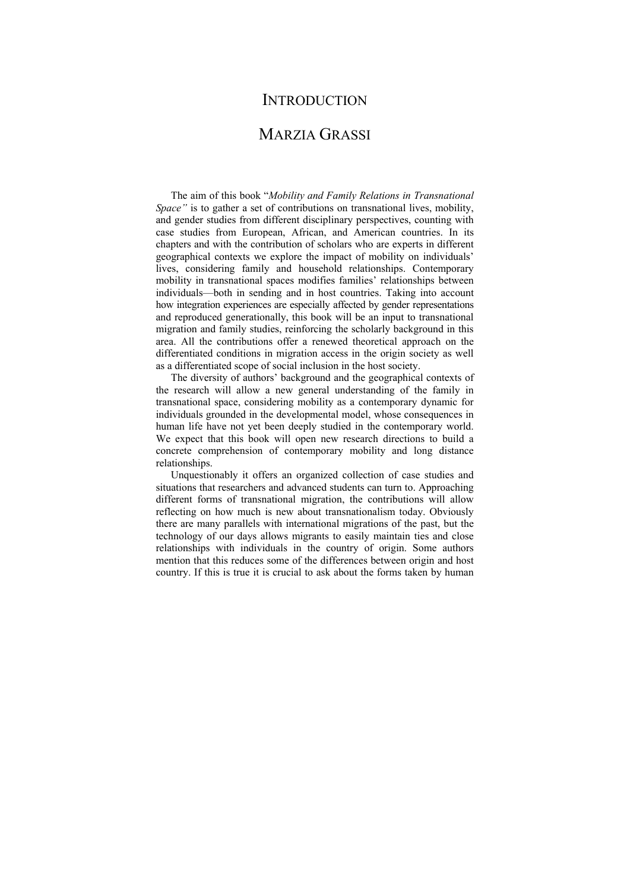# INTRODUCTION

## MARZIA GRASSI

The aim of this book "*Mobility and Family Relations in Transnational Space"* is to gather a set of contributions on transnational lives, mobility, and gender studies from different disciplinary perspectives, counting with case studies from European, African, and American countries. In its chapters and with the contribution of scholars who are experts in different geographical contexts we explore the impact of mobility on individuals' lives, considering family and household relationships. Contemporary mobility in transnational spaces modifies families' relationships between individuals—both in sending and in host countries. Taking into account how integration experiences are especially affected by gender representations and reproduced generationally, this book will be an input to transnational migration and family studies, reinforcing the scholarly background in this area. All the contributions offer a renewed theoretical approach on the differentiated conditions in migration access in the origin society as well as a differentiated scope of social inclusion in the host society.

The diversity of authors' background and the geographical contexts of the research will allow a new general understanding of the family in transnational space, considering mobility as a contemporary dynamic for individuals grounded in the developmental model, whose consequences in human life have not yet been deeply studied in the contemporary world. We expect that this book will open new research directions to build a concrete comprehension of contemporary mobility and long distance relationships.

Unquestionably it offers an organized collection of case studies and situations that researchers and advanced students can turn to. Approaching different forms of transnational migration, the contributions will allow reflecting on how much is new about transnationalism today. Obviously there are many parallels with international migrations of the past, but the technology of our days allows migrants to easily maintain ties and close relationships with individuals in the country of origin. Some authors mention that this reduces some of the differences between origin and host country. If this is true it is crucial to ask about the forms taken by human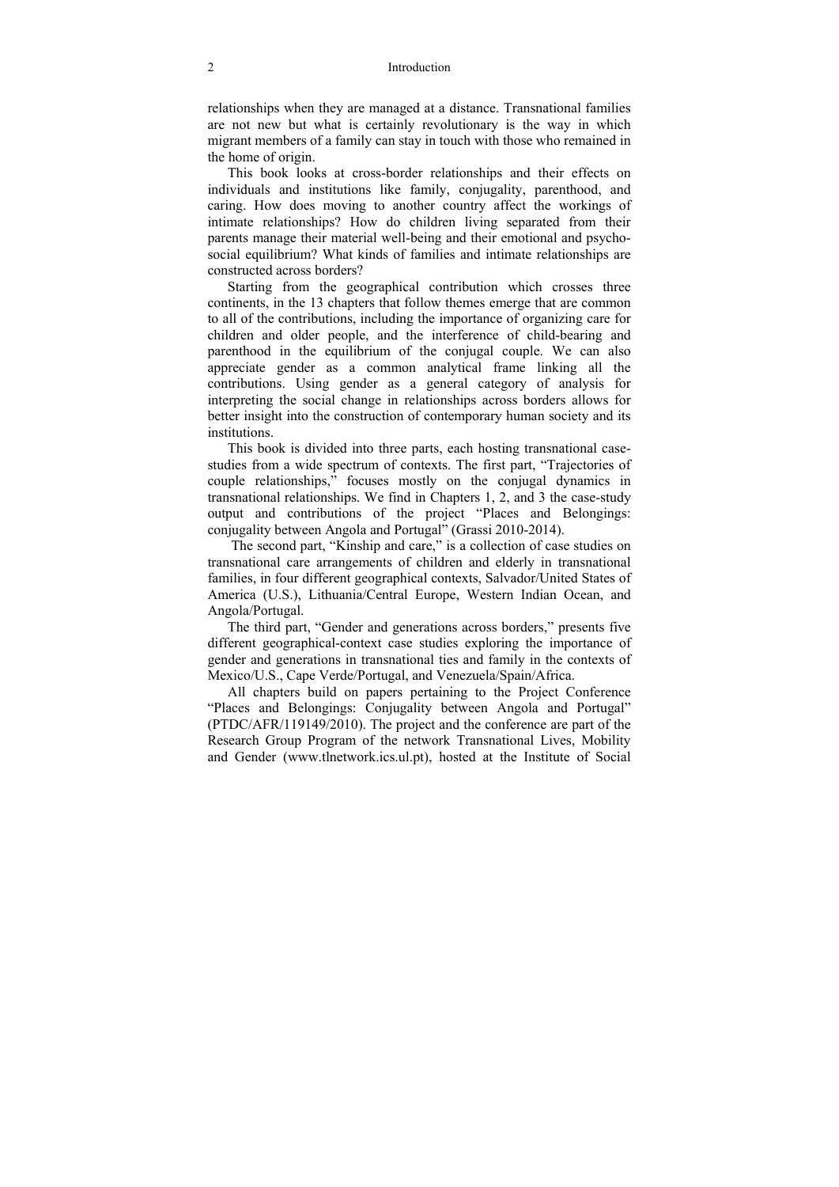relationships when they are managed at a distance. Transnational families are not new but what is certainly revolutionary is the way in which migrant members of a family can stay in touch with those who remained in the home of origin.

This book looks at cross-border relationships and their effects on individuals and institutions like family, conjugality, parenthood, and caring. How does moving to another country affect the workings of intimate relationships? How do children living separated from their parents manage their material well-being and their emotional and psycho-social equilibrium? What kinds of families and intimate relationships are constructed across borders?

Starting from the geographical contribution which crosses three continents, in the 13 chapters that follow themes emerge that are common to all of the contributions, including the importance of organizing care for children and older people, and the interference of child-bearing and parenthood in the equilibrium of the conjugal couple. We can also appreciate gender as a common analytical frame linking all the contributions. Using gender as a general category of analysis for interpreting the social change in relationships across borders allows for better insight into the construction of contemporary human society and its institutions.

This book is divided into three parts, each hosting transnational case-studies from a wide spectrum of contexts. The first part, "Trajectories of couple relationships," focuses mostly on the conjugal dynamics in transnational relationships. We find in Chapters 1, 2, and 3 the case-study output and contributions of the project "Places and Belongings: conjugality between Angola and Portugal" (Grassi 2010-2014).

The second part, "Kinship and care," is a collection of case studies on transnational care arrangements of children and elderly in transnational families, in four different geographical contexts, Salvador/United States of America (U.S.), Lithuania/Central Europe, Western Indian Ocean, and Angola/Portugal.

The third part, "Gender and generations across borders," presents five different geographical-context case studies exploring the importance of gender and generations in transnational ties and family in the contexts of Mexico/U.S., Cape Verde/Portugal, and Venezuela/Spain/Africa.

All chapters build on papers pertaining to the Project Conference "Places and Belongings: Conjugality between Angola and Portugal" (PTDC/AFR/119149/2010). The project and the conference are part of the Research Group Program of the network Transnational Lives, Mobility and Gender (www.tlnetwork.ics.ul.pt), hosted at the Institute of Social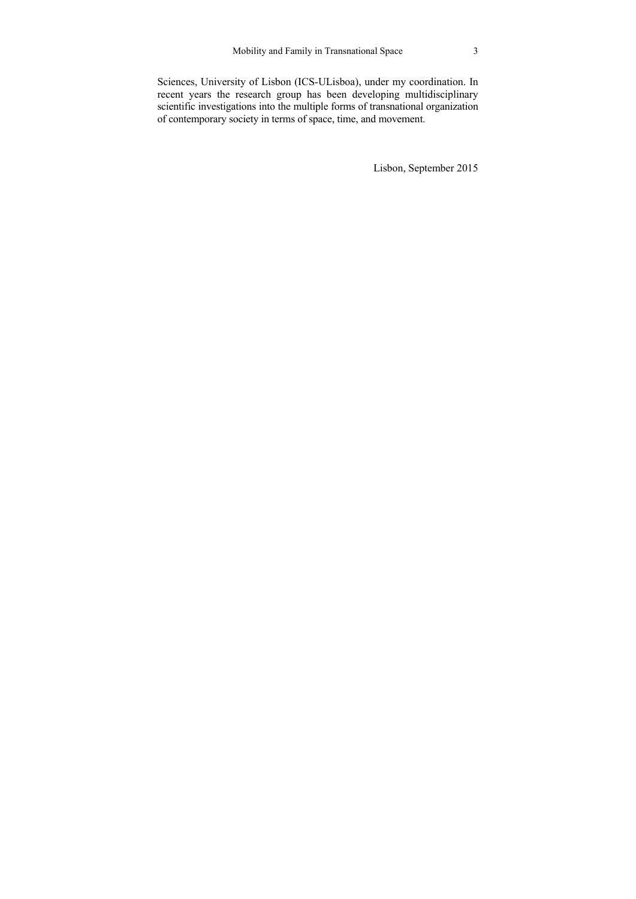Sciences, University of Lisbon (ICS-ULisboa), under my coordination. In recent years the research group has been developing multidisciplinary scientific investigations into the multiple forms of transnational organization of contemporary society in terms of space, time, and movement.

Lisbon, September 2015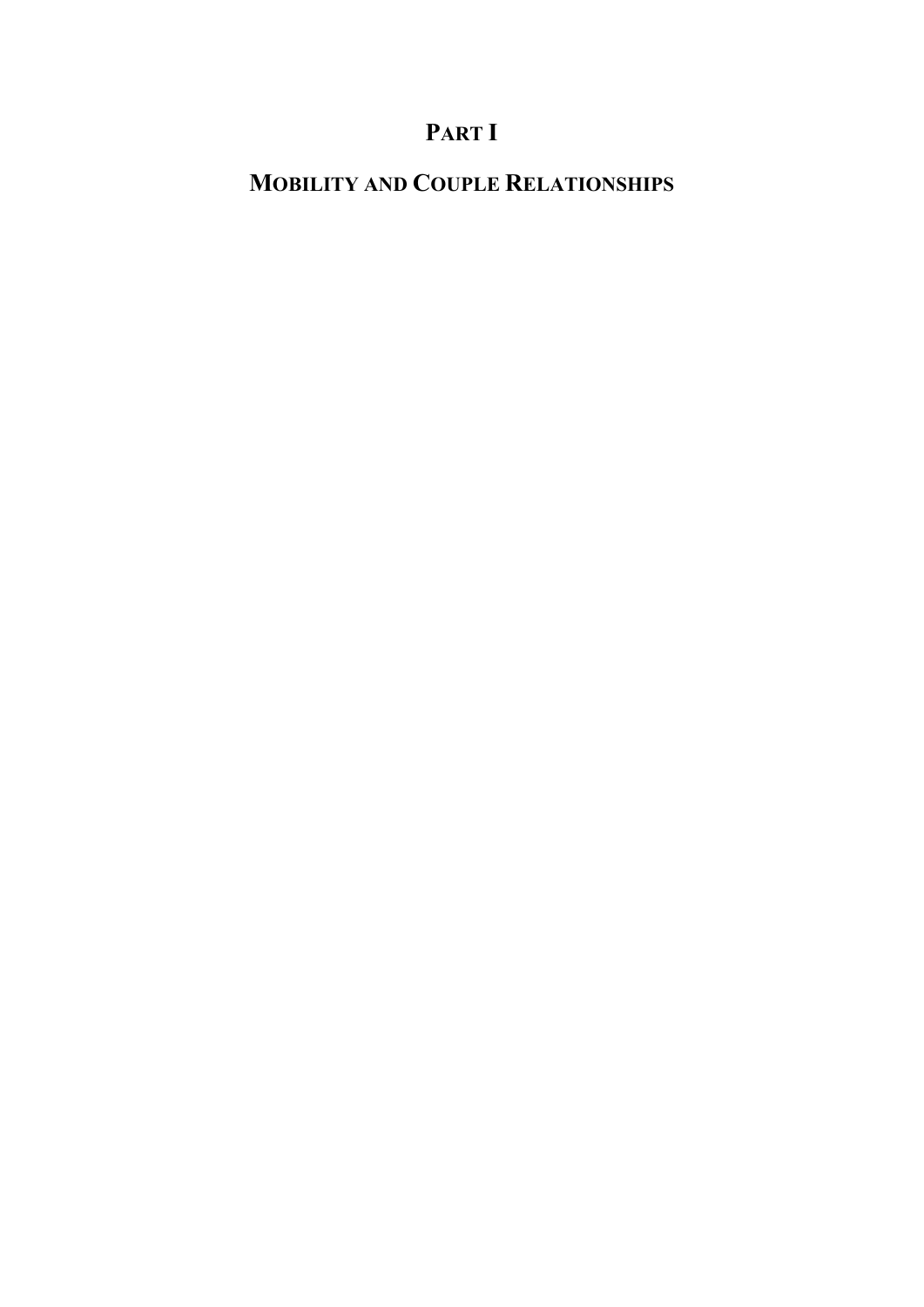# PART I

# MOBILITY AND COUPLE RELATIONSHIPS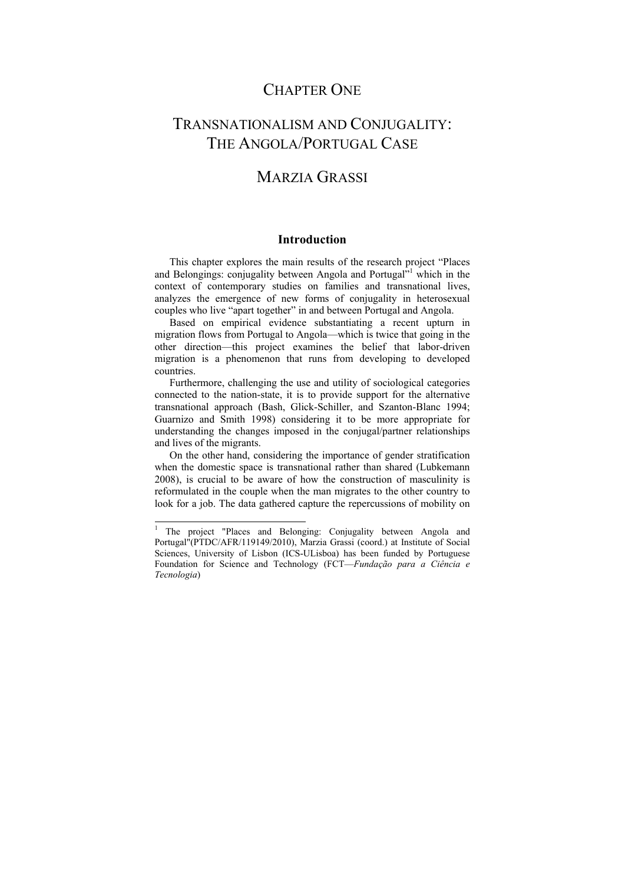# Chapter One

# Transnationalism and Conjugality: The Angola/Portugal Case

## Marzia Grassi

### Introduction

This chapter explores the main results of the research project "Places and Belongings: conjugality between Angola and Portugal"[1] which in the context of contemporary studies on families and transnational lives, analyzes the emergence of new forms of conjugality in heterosexual couples who live "apart together" in and between Portugal and Angola.

Based on empirical evidence substantiating a recent upturn in migration flows from Portugal to Angola—which is twice that going in the other direction—this project examines the belief that labor-driven migration is a phenomenon that runs from developing to developed countries.

Furthermore, challenging the use and utility of sociological categories connected to the nation-state, it is to provide support for the alternative transnational approach (Bash, Glick-Schiller, and Szanton-Blanc 1994; Guarnizo and Smith 1998) considering it to be more appropriate for understanding the changes imposed in the conjugal/partner relationships and lives of the migrants.

On the other hand, considering the importance of gender stratification when the domestic space is transnational rather than shared (Lubkemann 2008), is crucial to be aware of how the construction of masculinity is reformulated in the couple when the man migrates to the other country to look for a job. The data gathered capture the repercussions of mobility on

---

[1] The project "Places and Belonging: Conjugality between Angola and Portugal"(PTDC/AFR/119149/2010), Marzia Grassi (coord.) at Institute of Social Sciences, University of Lisbon (ICS-ULisboa) has been funded by Portuguese Foundation for Science and Technology (FCT—*Fundação para a Ciência e Tecnologia*)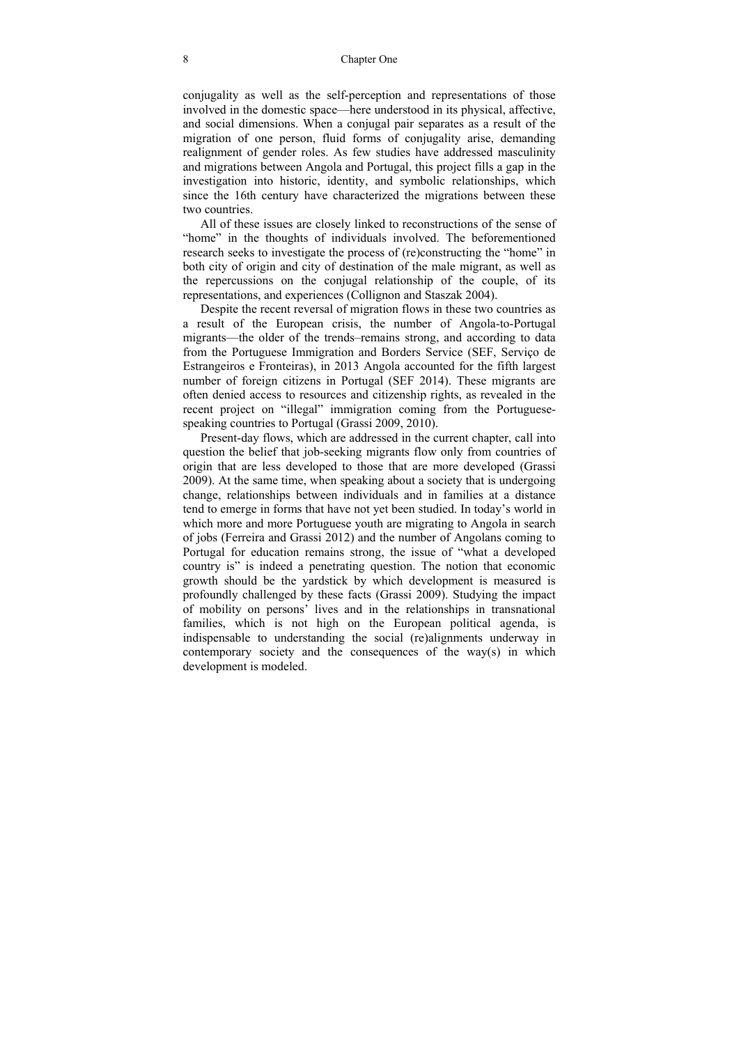conjugality as well as the self-perception and representations of those involved in the domestic space—here understood in its physical, affective, and social dimensions. When a conjugal pair separates as a result of the migration of one person, fluid forms of conjugality arise, demanding realignment of gender roles. As few studies have addressed masculinity and migrations between Angola and Portugal, this project fills a gap in the investigation into historic, identity, and symbolic relationships, which since the 16th century have characterized the migrations between these two countries.

All of these issues are closely linked to reconstructions of the sense of "home" in the thoughts of individuals involved. The beforementioned research seeks to investigate the process of (re)constructing the "home" in both city of origin and city of destination of the male migrant, as well as the repercussions on the conjugal relationship of the couple, of its representations, and experiences (Collignon and Staszak 2004).

Despite the recent reversal of migration flows in these two countries as a result of the European crisis, the number of Angola-to-Portugal migrants—the older of the trends–remains strong, and according to data from the Portuguese Immigration and Borders Service (SEF, Serviço de Estrangeiros e Fronteiras), in 2013 Angola accounted for the fifth largest number of foreign citizens in Portugal (SEF 2014). These migrants are often denied access to resources and citizenship rights, as revealed in the recent project on "illegal" immigration coming from the Portuguese-speaking countries to Portugal (Grassi 2009, 2010).

Present-day flows, which are addressed in the current chapter, call into question the belief that job-seeking migrants flow only from countries of origin that are less developed to those that are more developed (Grassi 2009). At the same time, when speaking about a society that is undergoing change, relationships between individuals and in families at a distance tend to emerge in forms that have not yet been studied. In today's world in which more and more Portuguese youth are migrating to Angola in search of jobs (Ferreira and Grassi 2012) and the number of Angolans coming to Portugal for education remains strong, the issue of "what a developed country is" is indeed a penetrating question. The notion that economic growth should be the yardstick by which development is measured is profoundly challenged by these facts (Grassi 2009). Studying the impact of mobility on persons' lives and in the relationships in transnational families, which is not high on the European political agenda, is indispensable to understanding the social (re)alignments underway in contemporary society and the consequences of the way(s) in which development is modeled.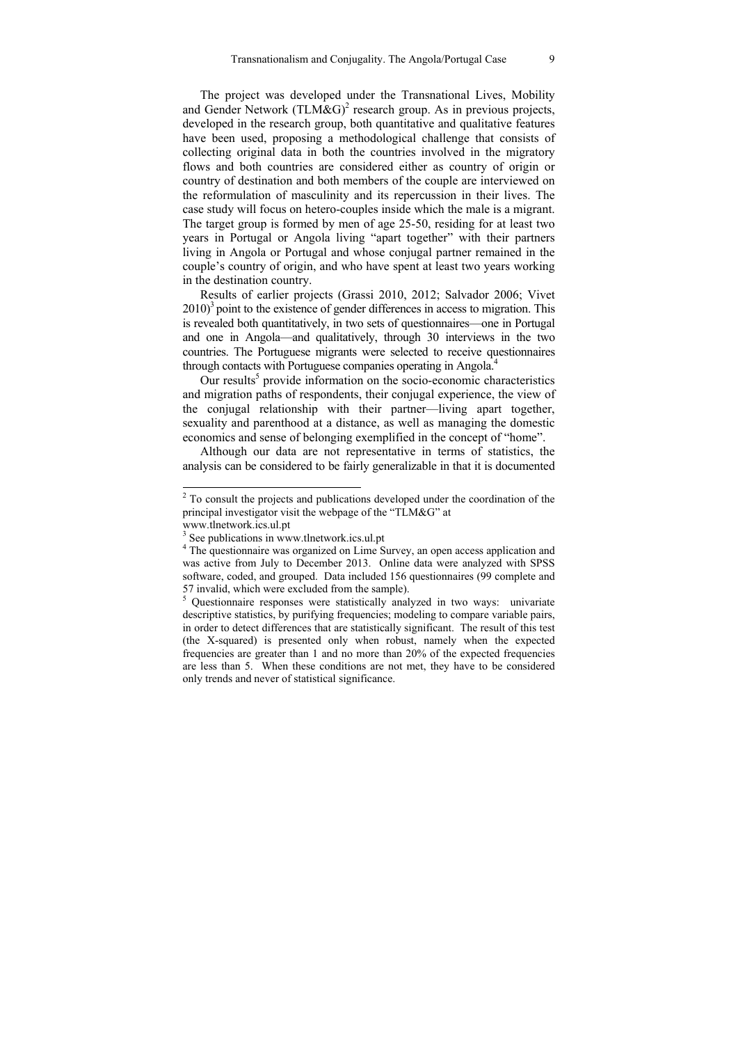The project was developed under the Transnational Lives, Mobility and Gender Network (TLM&G)[2] research group. As in previous projects, developed in the research group, both quantitative and qualitative features have been used, proposing a methodological challenge that consists of collecting original data in both the countries involved in the migratory flows and both countries are considered either as country of origin or country of destination and both members of the couple are interviewed on the reformulation of masculinity and its repercussion in their lives. The case study will focus on hetero-couples inside which the male is a migrant. The target group is formed by men of age 25-50, residing for at least two years in Portugal or Angola living "apart together" with their partners living in Angola or Portugal and whose conjugal partner remained in the couple's country of origin, and who have spent at least two years working in the destination country.

Results of earlier projects (Grassi 2010, 2012; Salvador 2006; Vivet 2010)[3] point to the existence of gender differences in access to migration. This is revealed both quantitatively, in two sets of questionnaires—one in Portugal and one in Angola—and qualitatively, through 30 interviews in the two countries. The Portuguese migrants were selected to receive questionnaires through contacts with Portuguese companies operating in Angola.[4]

Our results[5] provide information on the socio-economic characteristics and migration paths of respondents, their conjugal experience, the view of the conjugal relationship with their partner—living apart together, sexuality and parenthood at a distance, as well as managing the domestic economics and sense of belonging exemplified in the concept of "home".

Although our data are not representative in terms of statistics, the analysis can be considered to be fairly generalizable in that it is documented

---

[2] To consult the projects and publications developed under the coordination of the principal investigator visit the webpage of the "TLM&G" at www.tlnetwork.ics.ul.pt

[3] See publications in www.tlnetwork.ics.ul.pt

[4] The questionnaire was organized on Lime Survey, an open access application and was active from July to December 2013. Online data were analyzed with SPSS software, coded, and grouped. Data included 156 questionnaires (99 complete and 57 invalid, which were excluded from the sample).

[5] Questionnaire responses were statistically analyzed in two ways: univariate descriptive statistics, by purifying frequencies; modeling to compare variable pairs, in order to detect differences that are statistically significant. The result of this test (the X-squared) is presented only when robust, namely when the expected frequencies are greater than 1 and no more than 20% of the expected frequencies are less than 5. When these conditions are not met, they have to be considered only trends and never of statistical significance.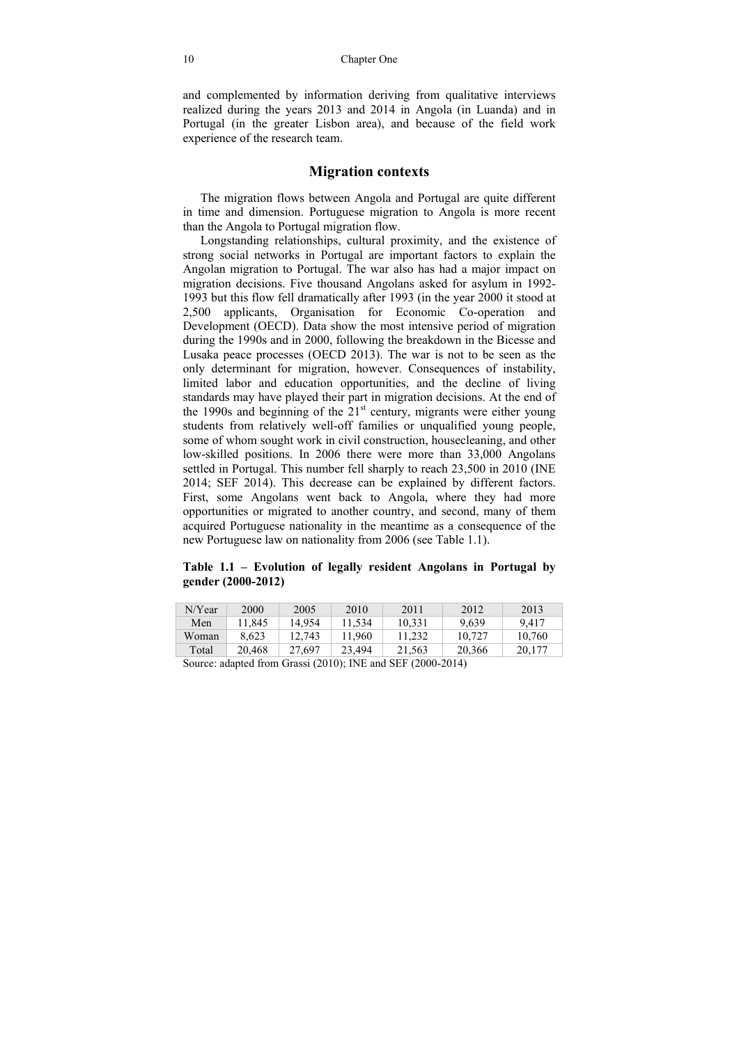and complemented by information deriving from qualitative interviews realized during the years 2013 and 2014 in Angola (in Luanda) and in Portugal (in the greater Lisbon area), and because of the field work experience of the research team.

## Migration contexts

The migration flows between Angola and Portugal are quite different in time and dimension. Portuguese migration to Angola is more recent than the Angola to Portugal migration flow.

Longstanding relationships, cultural proximity, and the existence of strong social networks in Portugal are important factors to explain the Angolan migration to Portugal. The war also has had a major impact on migration decisions. Five thousand Angolans asked for asylum in 1992-1993 but this flow fell dramatically after 1993 (in the year 2000 it stood at 2,500 applicants, Organisation for Economic Co-operation and Development (OECD). Data show the most intensive period of migration during the 1990s and in 2000, following the breakdown in the Bicesse and Lusaka peace processes (OECD 2013). The war is not to be seen as the only determinant for migration, however. Consequences of instability, limited labor and education opportunities, and the decline of living standards may have played their part in migration decisions. At the end of the 1990s and beginning of the 21st century, migrants were either young students from relatively well-off families or unqualified young people, some of whom sought work in civil construction, housecleaning, and other low-skilled positions. In 2006 there were more than 33,000 Angolans settled in Portugal. This number fell sharply to reach 23,500 in 2010 (INE 2014; SEF 2014). This decrease can be explained by different factors. First, some Angolans went back to Angola, where they had more opportunities or migrated to another country, and second, many of them acquired Portuguese nationality in the meantime as a consequence of the new Portuguese law on nationality from 2006 (see Table 1.1).

**Table 1.1 – Evolution of legally resident Angolans in Portugal by gender (2000-2012)**

| N/Year | 2000 | 2005 | 2010 | 2011 | 2012 | 2013 |
|---|---|---|---|---|---|---|
| Men | 11,845 | 14,954 | 11,534 | 10,331 | 9,639 | 9,417 |
| Woman | 8,623 | 12,743 | 11,960 | 11,232 | 10,727 | 10,760 |
| Total | 20,468 | 27,697 | 23,494 | 21,563 | 20,366 | 20,177 |

Source: adapted from Grassi (2010); INE and SEF (2000-2014)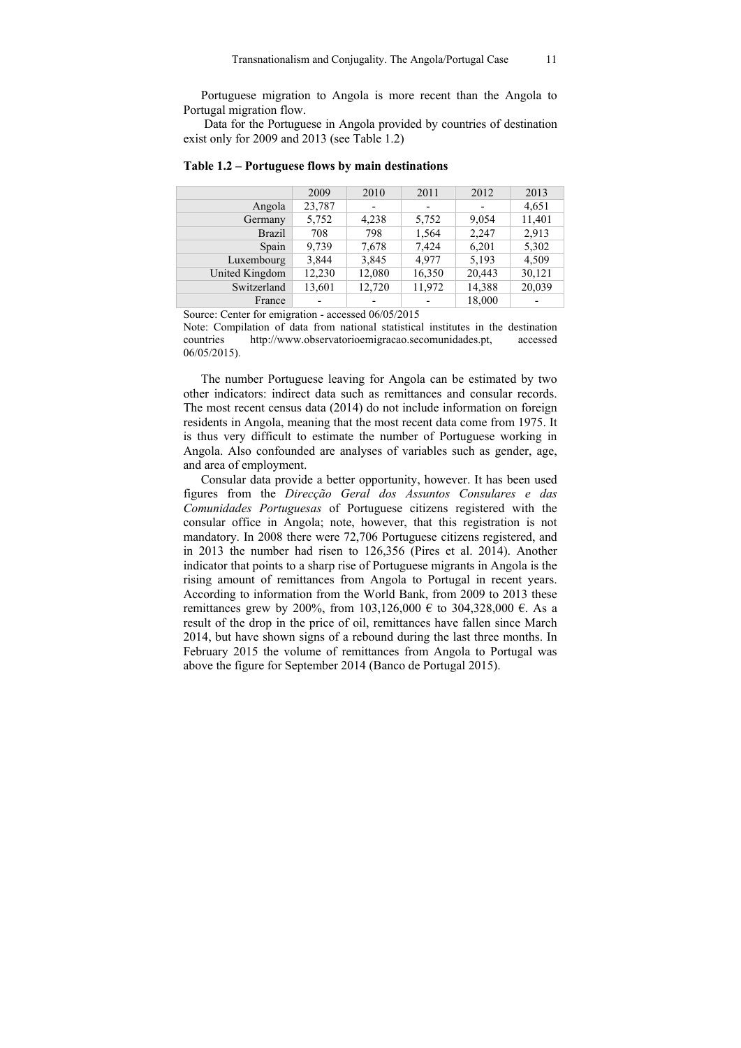Portuguese migration to Angola is more recent than the Angola to Portugal migration flow.

Data for the Portuguese in Angola provided by countries of destination exist only for 2009 and 2013 (see Table 1.2)

**Table 1.2 – Portuguese flows by main destinations**

| | 2009 | 2010 | 2011 | 2012 | 2013 |
|---|---|---|---|---|---|
| Angola | 23,787 | - | - | - | 4,651 |
| Germany | 5,752 | 4,238 | 5,752 | 9,054 | 11,401 |
| Brazil | 708 | 798 | 1,564 | 2,247 | 2,913 |
| Spain | 9,739 | 7,678 | 7,424 | 6,201 | 5,302 |
| Luxembourg | 3,844 | 3,845 | 4,977 | 5,193 | 4,509 |
| United Kingdom | 12,230 | 12,080 | 16,350 | 20,443 | 30,121 |
| Switzerland | 13,601 | 12,720 | 11,972 | 14,388 | 20,039 |
| France | - | - | - | 18,000 | - |

Source: Center for emigration - accessed 06/05/2015

Note: Compilation of data from national statistical institutes in the destination countries http://www.observatorioemigracao.secomunidades.pt, accessed 06/05/2015).

The number Portuguese leaving for Angola can be estimated by two other indicators: indirect data such as remittances and consular records. The most recent census data (2014) do not include information on foreign residents in Angola, meaning that the most recent data come from 1975. It is thus very difficult to estimate the number of Portuguese working in Angola. Also confounded are analyses of variables such as gender, age, and area of employment.

Consular data provide a better opportunity, however. It has been used figures from the *Direcção Geral dos Assuntos Consulares e das Comunidades Portuguesas* of Portuguese citizens registered with the consular office in Angola; note, however, that this registration is not mandatory. In 2008 there were 72,706 Portuguese citizens registered, and in 2013 the number had risen to 126,356 (Pires et al. 2014). Another indicator that points to a sharp rise of Portuguese migrants in Angola is the rising amount of remittances from Angola to Portugal in recent years. According to information from the World Bank, from 2009 to 2013 these remittances grew by 200%, from 103,126,000 € to 304,328,000 €. As a result of the drop in the price of oil, remittances have fallen since March 2014, but have shown signs of a rebound during the last three months. In February 2015 the volume of remittances from Angola to Portugal was above the figure for September 2014 (Banco de Portugal 2015).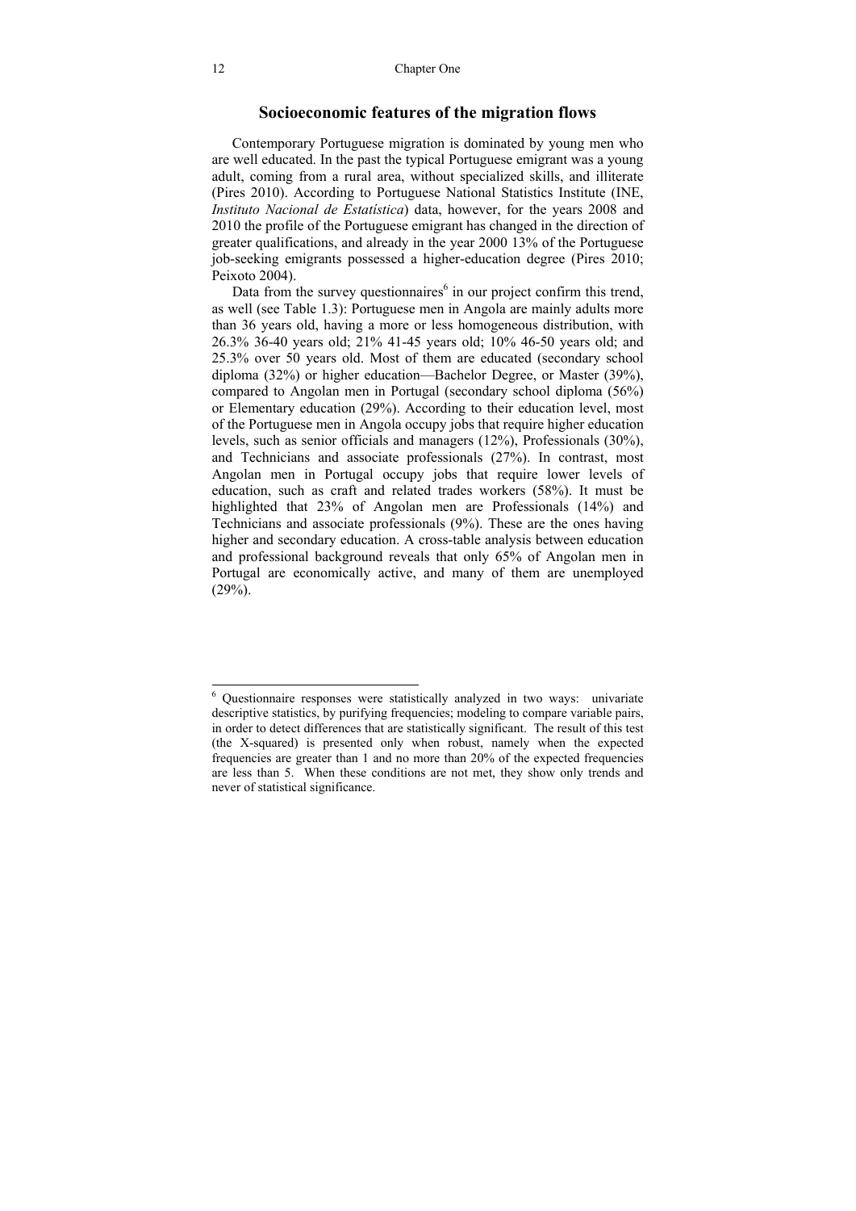## Socioeconomic features of the migration flows

Contemporary Portuguese migration is dominated by young men who are well educated. In the past the typical Portuguese emigrant was a young adult, coming from a rural area, without specialized skills, and illiterate (Pires 2010). According to Portuguese National Statistics Institute (INE, *Instituto Nacional de Estatística*) data, however, for the years 2008 and 2010 the profile of the Portuguese emigrant has changed in the direction of greater qualifications, and already in the year 2000 13% of the Portuguese job-seeking emigrants possessed a higher-education degree (Pires 2010; Peixoto 2004).

Data from the survey questionnaires[6] in our project confirm this trend, as well (see Table 1.3): Portuguese men in Angola are mainly adults more than 36 years old, having a more or less homogeneous distribution, with 26.3% 36-40 years old; 21% 41-45 years old; 10% 46-50 years old; and 25.3% over 50 years old. Most of them are educated (secondary school diploma (32%) or higher education—Bachelor Degree, or Master (39%), compared to Angolan men in Portugal (secondary school diploma (56%) or Elementary education (29%). According to their education level, most of the Portuguese men in Angola occupy jobs that require higher education levels, such as senior officials and managers (12%), Professionals (30%), and Technicians and associate professionals (27%). In contrast, most Angolan men in Portugal occupy jobs that require lower levels of education, such as craft and related trades workers (58%). It must be highlighted that 23% of Angolan men are Professionals (14%) and Technicians and associate professionals (9%). These are the ones having higher and secondary education. A cross-table analysis between education and professional background reveals that only 65% of Angolan men in Portugal are economically active, and many of them are unemployed (29%).

---

[6] Questionnaire responses were statistically analyzed in two ways: univariate descriptive statistics, by purifying frequencies; modeling to compare variable pairs, in order to detect differences that are statistically significant. The result of this test (the X-squared) is presented only when robust, namely when the expected frequencies are greater than 1 and no more than 20% of the expected frequencies are less than 5. When these conditions are not met, they show only trends and never of statistical significance.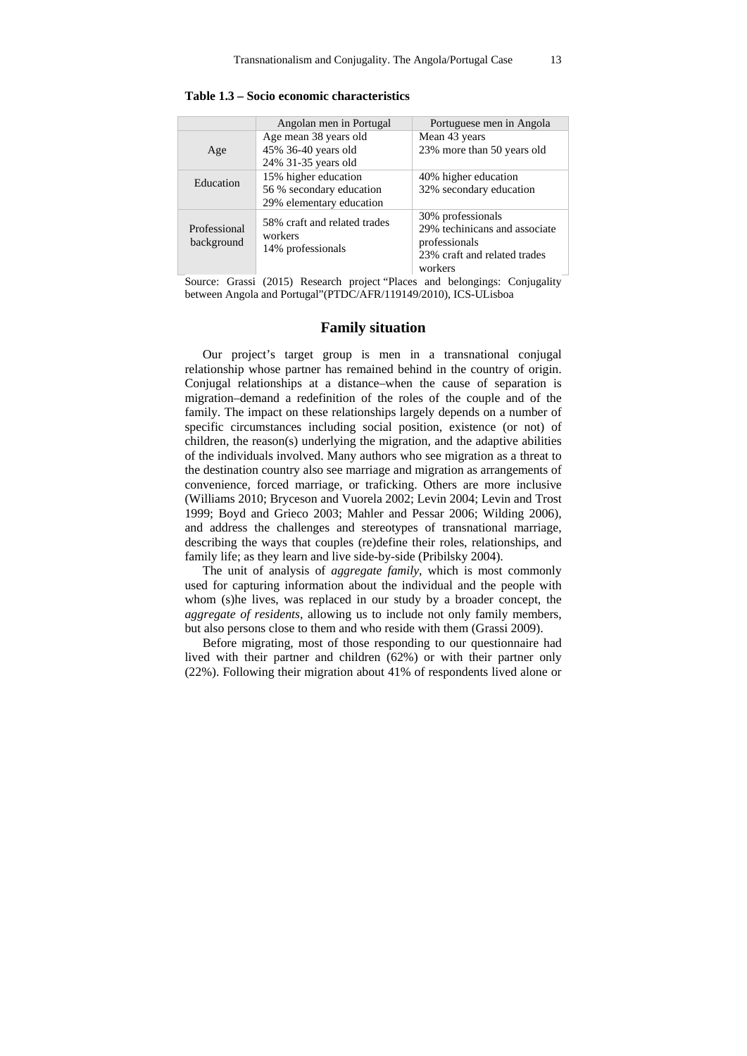**Table 1.3 – Socio economic characteristics**

| | Angolan men in Portugal | Portuguese men in Angola |
|---|---|---|
| Age | Age mean 38 years old<br>45% 36-40 years old<br>24% 31-35 years old | Mean 43 years<br>23% more than 50 years old |
| Education | 15% higher education<br>56 % secondary education<br>29% elementary education | 40% higher education<br>32% secondary education |
| Professional background | 58% craft and related trades workers<br>14% professionals | 30% professionals<br>29% techinicans and associate professionals<br>23% craft and related trades workers |

Source: Grassi (2015) Research project "Places and belongings: Conjugality between Angola and Portugal"(PTDC/AFR/119149/2010), ICS-ULisboa

## Family situation

Our project's target group is men in a transnational conjugal relationship whose partner has remained behind in the country of origin. Conjugal relationships at a distance–when the cause of separation is migration–demand a redefinition of the roles of the couple and of the family. The impact on these relationships largely depends on a number of specific circumstances including social position, existence (or not) of children, the reason(s) underlying the migration, and the adaptive abilities of the individuals involved. Many authors who see migration as a threat to the destination country also see marriage and migration as arrangements of convenience, forced marriage, or traficking. Others are more inclusive (Williams 2010; Bryceson and Vuorela 2002; Levin 2004; Levin and Trost 1999; Boyd and Grieco 2003; Mahler and Pessar 2006; Wilding 2006), and address the challenges and stereotypes of transnational marriage, describing the ways that couples (re)define their roles, relationships, and family life; as they learn and live side-by-side (Pribilsky 2004).

The unit of analysis of *aggregate family*, which is most commonly used for capturing information about the individual and the people with whom (s)he lives, was replaced in our study by a broader concept, the *aggregate of residents*, allowing us to include not only family members, but also persons close to them and who reside with them (Grassi 2009).

Before migrating, most of those responding to our questionnaire had lived with their partner and children (62%) or with their partner only (22%). Following their migration about 41% of respondents lived alone or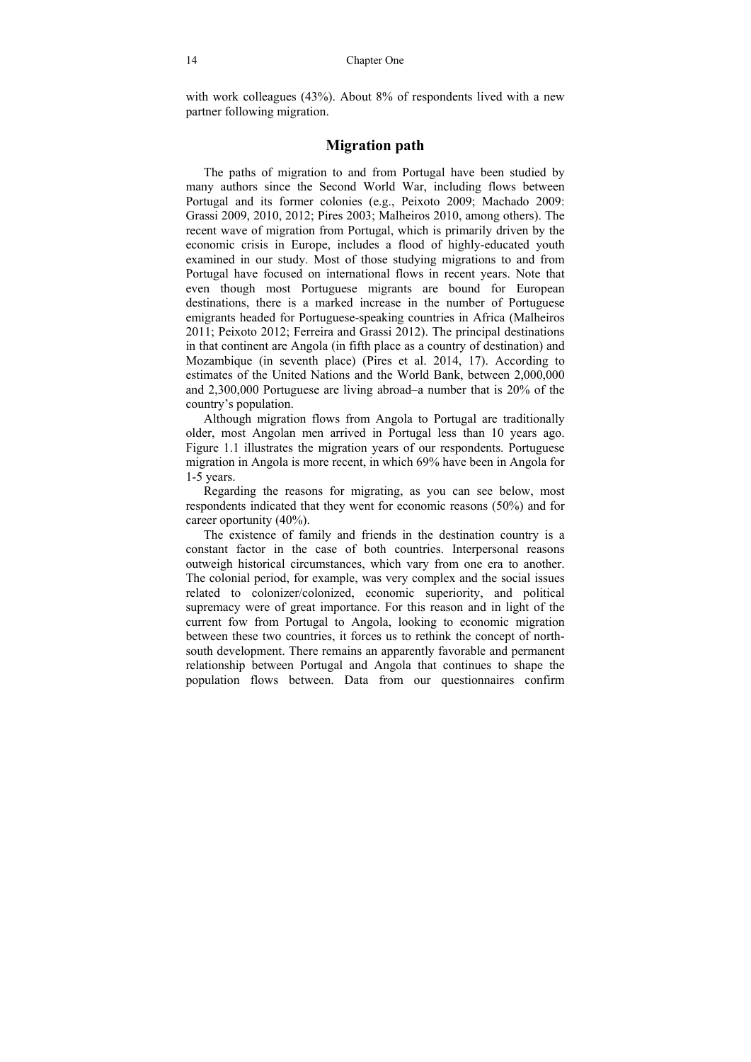with work colleagues (43%). About 8% of respondents lived with a new partner following migration.

## Migration path

The paths of migration to and from Portugal have been studied by many authors since the Second World War, including flows between Portugal and its former colonies (e.g., Peixoto 2009; Machado 2009: Grassi 2009, 2010, 2012; Pires 2003; Malheiros 2010, among others). The recent wave of migration from Portugal, which is primarily driven by the economic crisis in Europe, includes a flood of highly-educated youth examined in our study. Most of those studying migrations to and from Portugal have focused on international flows in recent years. Note that even though most Portuguese migrants are bound for European destinations, there is a marked increase in the number of Portuguese emigrants headed for Portuguese-speaking countries in Africa (Malheiros 2011; Peixoto 2012; Ferreira and Grassi 2012). The principal destinations in that continent are Angola (in fifth place as a country of destination) and Mozambique (in seventh place) (Pires et al. 2014, 17). According to estimates of the United Nations and the World Bank, between 2,000,000 and 2,300,000 Portuguese are living abroad–a number that is 20% of the country's population.

Although migration flows from Angola to Portugal are traditionally older, most Angolan men arrived in Portugal less than 10 years ago. Figure 1.1 illustrates the migration years of our respondents. Portuguese migration in Angola is more recent, in which 69% have been in Angola for 1-5 years.

Regarding the reasons for migrating, as you can see below, most respondents indicated that they went for economic reasons (50%) and for career oportunity (40%).

The existence of family and friends in the destination country is a constant factor in the case of both countries. Interpersonal reasons outweigh historical circumstances, which vary from one era to another. The colonial period, for example, was very complex and the social issues related to colonizer/colonized, economic superiority, and political supremacy were of great importance. For this reason and in light of the current fow from Portugal to Angola, looking to economic migration between these two countries, it forces us to rethink the concept of north-south development. There remains an apparently favorable and permanent relationship between Portugal and Angola that continues to shape the population flows between. Data from our questionnaires confirm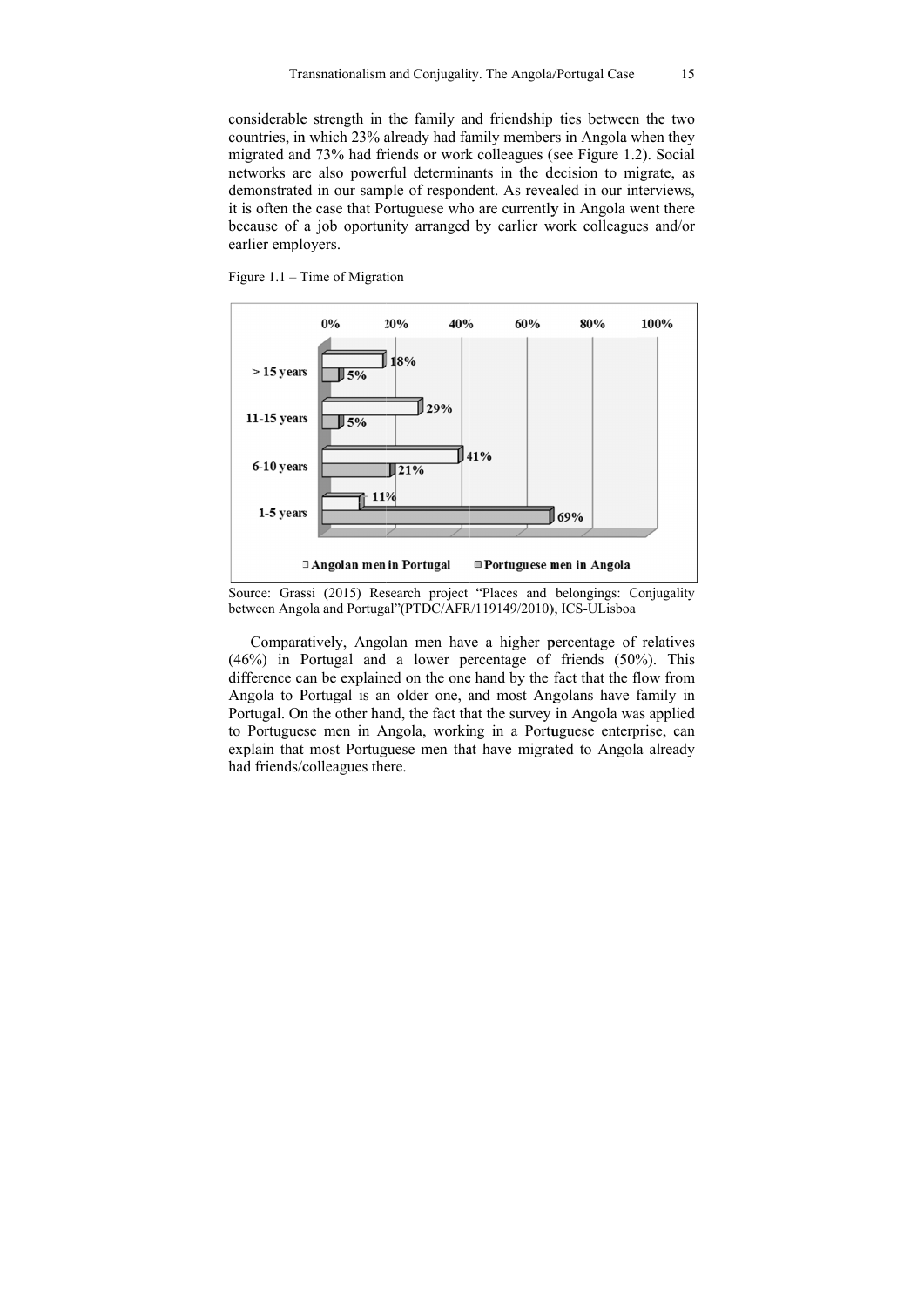considerable strength in the family and friendship ties between the two countries, in which 23% already had family members in Angola when they migrated and 73% had friends or work colleagues (see Figure 1.2). Social networks are also powerful determinants in the decision to migrate, as demonstrated in our sample of respondent. As revealed in our interviews, it is often the case that Portuguese who are currently in Angola went there because of a job oportunity arranged by earlier work colleagues and/or earlier employers.

Figure 1.1 – Time of Migration

| | Angolan men in Portugal | Portuguese men in Angola |
|---|---|---|
| > 15 years | 18% | 5% |
| 11-15 years | 29% | 5% |
| 6-10 years | 41% | 21% |
| 1-5 years | 11% | 69% |

Source: Grassi (2015) Research project "Places and belongings: Conjugality between Angola and Portugal"(PTDC/AFR/119149/2010), ICS-ULisboa

Comparatively, Angolan men have a higher percentage of relatives (46%) in Portugal and a lower percentage of friends (50%). This difference can be explained on the one hand by the fact that the flow from Angola to Portugal is an older one, and most Angolans have family in Portugal. On the other hand, the fact that the survey in Angola was applied to Portuguese men in Angola, working in a Portuguese enterprise, can explain that most Portuguese men that have migrated to Angola already had friends/colleagues there.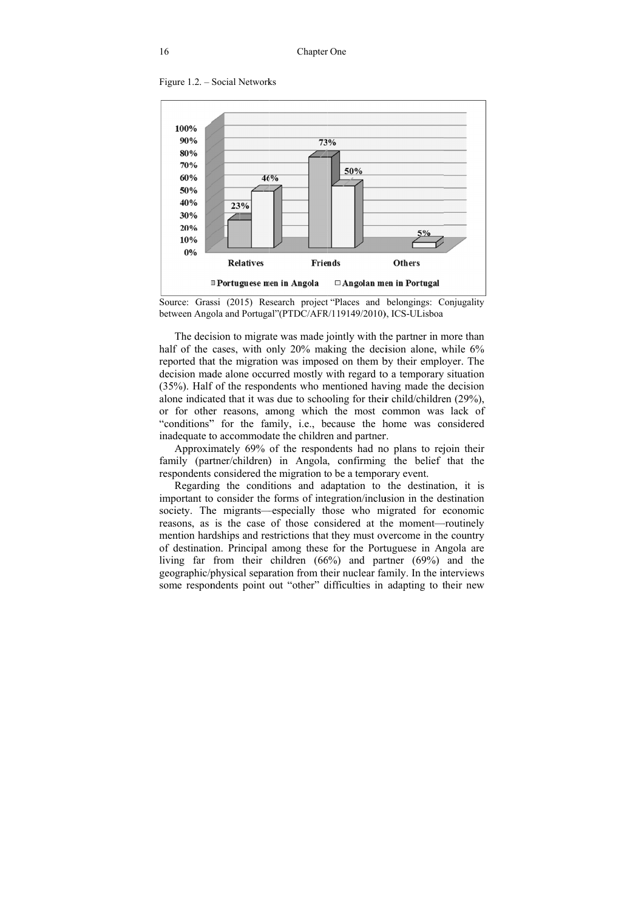Figure 1.2. – Social Networks

100%
90%
80%
70%
60%
50%
40%
30%
20%
10%
0%

23%
46%
73%
50%
5%

Relatives
Friends
Others

Portuguese men in Angola
Angolan men in Portugal

Source: Grassi (2015) Research project "Places and belongings: Conjugality between Angola and Portugal"(PTDC/AFR/119149/2010), ICS-ULisboa

The decision to migrate was made jointly with the partner in more than half of the cases, with only 20% making the decision alone, while 6% reported that the migration was imposed on them by their employer. The decision made alone occurred mostly with regard to a temporary situation (35%). Half of the respondents who mentioned having made the decision alone indicated that it was due to schooling for their child/children (29%), or for other reasons, among which the most common was lack of "conditions" for the family, i.e., because the home was considered inadequate to accommodate the children and partner.

Approximately 69% of the respondents had no plans to rejoin their family (partner/children) in Angola, confirming the belief that the respondents considered the migration to be a temporary event.

Regarding the conditions and adaptation to the destination, it is important to consider the forms of integration/inclusion in the destination society. The migrants—especially those who migrated for economic reasons, as is the case of those considered at the moment—routinely mention hardships and restrictions that they must overcome in the country of destination. Principal among these for the Portuguese in Angola are living far from their children (66%) and partner (69%) and the geographic/physical separation from their nuclear family. In the interviews some respondents point out "other" difficulties in adapting to their new